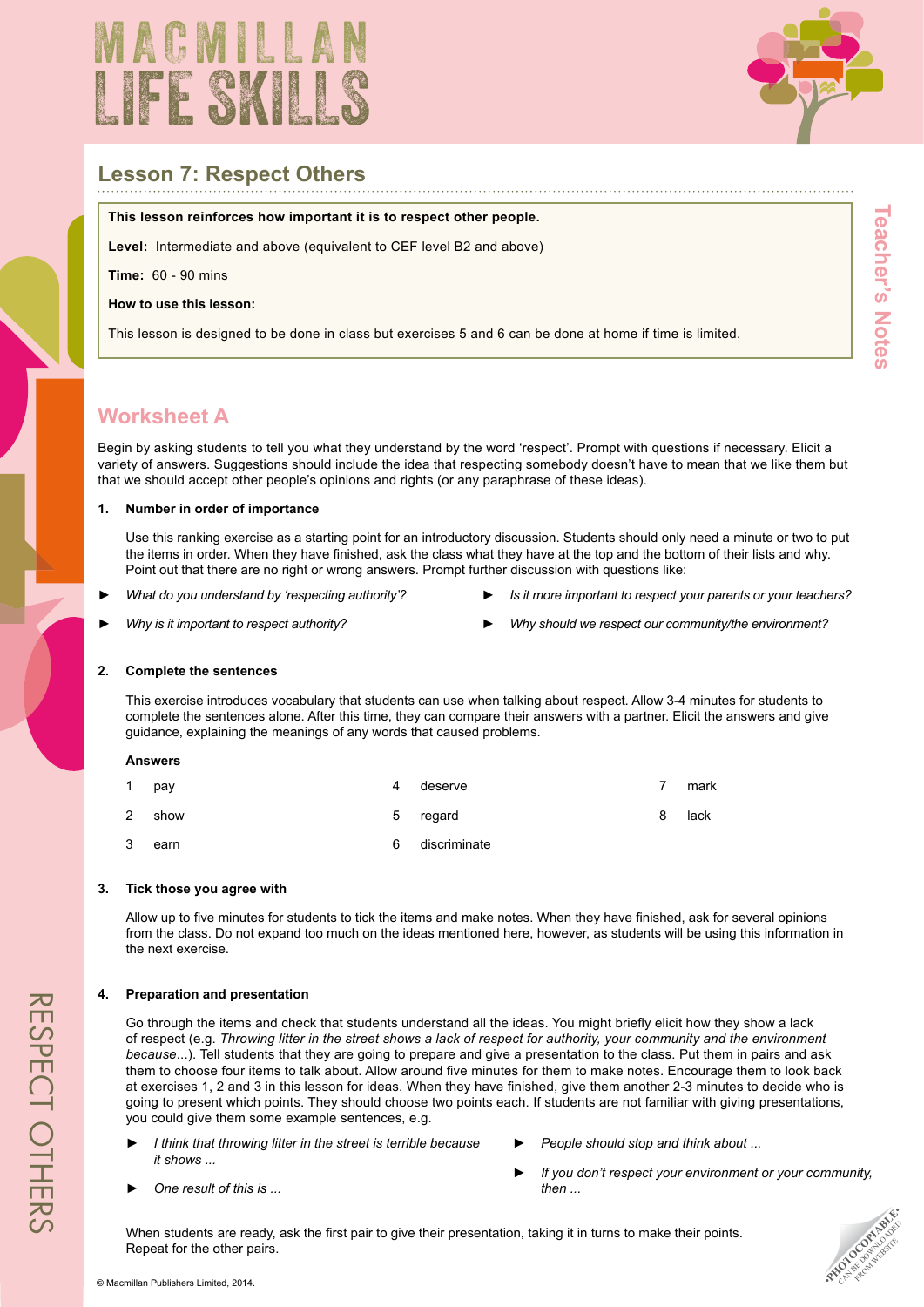# MACMILLAN LIFE SKILLS

## Lesson 7: Respect Others

**This lesson reinforces how important it is to respect other people.**

**Level:** Intermediate and above (equivalent to CEF level B2 and above)

**Time:** 60 - 90 mins

**How to use this lesson:**

This lesson is designed to be done in class but exercises 5 and 6 can be done at home if time is limited.

Teacher's Notes

## Worksheet A

Begin by asking students to tell you what they understand by the word 'respect'. Prompt with questions if necessary. Elicit a variety of answers. Suggestions should include the idea that respecting somebody doesn't have to mean that we like them but that we should accept other people's opinions and rights (or any paraphrase of these ideas).

### 1. Number in order of importance

Use this ranking exercise as a starting point for an introductory discussion. Students should only need a minute or two to put the items in order. When they have finished, ask the class what they have at the top and the bottom of their lists and why. Point out that there are no right or wrong answers. Prompt further discussion with questions like:

- *What do you understand by 'respecting authority'?*
- *Why is it important to respect authority?*
- *Is it more important to respect your parents or your teachers?*
- *Why should we respect our community/the environment?*

### 2. Complete the sentences

This exercise introduces vocabulary that students can use when talking about respect. Allow 3-4 minutes for students to complete the sentences alone. After this time, they can compare their answers with a partner. Elicit the answers and give guidance, explaining the meanings of any words that caused problems.

**Answers**

1 pay
2 show
3 earn
4 deserve
5 regard
6 discriminate
7 mark
8 lack

### 3. Tick those you agree with

Allow up to five minutes for students to tick the items and make notes. When they have finished, ask for several opinions from the class. Do not expand too much on the ideas mentioned here, however, as students will be using this information in the next exercise.

### 4. Preparation and presentation

Go through the items and check that students understand all the ideas. You might briefly elicit how they show a lack of respect (e.g. *Throwing litter in the street shows a lack of respect for authority, your community and the environment because*...). Tell students that they are going to prepare and give a presentation to the class. Put them in pairs and ask them to choose four items to talk about. Allow around five minutes for them to make notes. Encourage them to look back at exercises 1, 2 and 3 in this lesson for ideas. When they have finished, give them another 2-3 minutes to decide who is going to present which points. They should choose two points each. If students are not familiar with giving presentations, you could give them some example sentences, e.g.

- *I think that throwing litter in the street is terrible because it shows ...*
- *One result of this is ...*
- *People should stop and think about ...*
- *If you don't respect your environment or your community, then ...*

When students are ready, ask the first pair to give their presentation, taking it in turns to make their points. Repeat for the other pairs.

RESPECT OTHERS

PHOTOCOPIABLE. CAN BE DOWNLOADED FROM WEBSITE

© Macmillan Publishers Limited, 2014.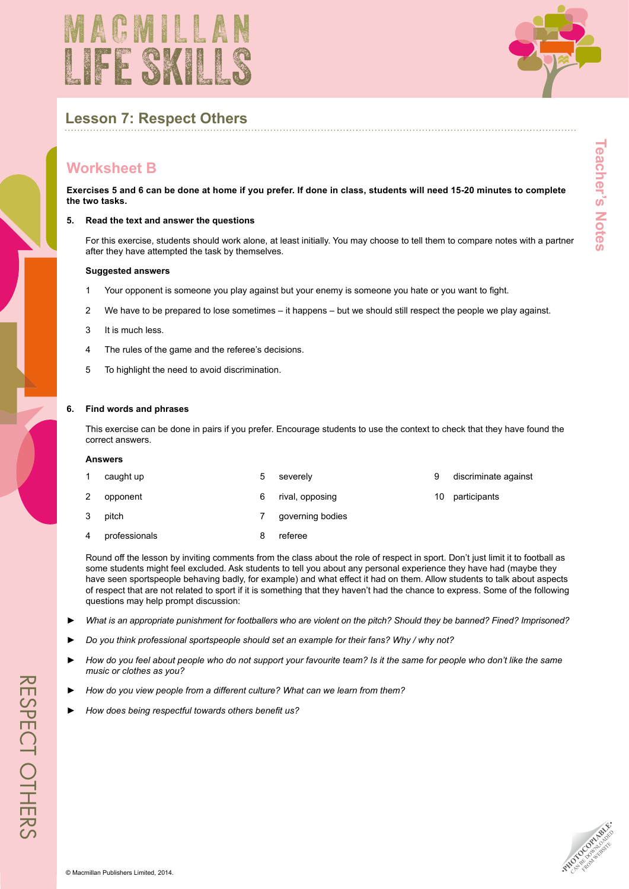# Lesson 7: Respect Others

## Worksheet B

**Exercises 5 and 6 can be done at home if you prefer. If done in class, students will need 15-20 minutes to complete the two tasks.**

**5. Read the text and answer the questions**

For this exercise, students should work alone, at least initially. You may choose to tell them to compare notes with a partner after they have attempted the task by themselves.

**Suggested answers**

1. Your opponent is someone you play against but your enemy is someone you hate or you want to fight.
2. We have to be prepared to lose sometimes – it happens – but we should still respect the people we play against.
3. It is much less.
4. The rules of the game and the referee's decisions.
5. To highlight the need to avoid discrimination.

**6. Find words and phrases**

This exercise can be done in pairs if you prefer. Encourage students to use the context to check that they have found the correct answers.

**Answers**

1. caught up
2. opponent
3. pitch
4. professionals
5. severely
6. rival, opposing
7. governing bodies
8. referee
9. discriminate against
10. participants

Round off the lesson by inviting comments from the class about the role of respect in sport. Don't just limit it to football as some students might feel excluded. Ask students to tell you about any personal experience they have had (maybe they have seen sportspeople behaving badly, for example) and what effect it had on them. Allow students to talk about aspects of respect that are not related to sport if it is something that they haven't had the chance to express. Some of the following questions may help prompt discussion:

- *What is an appropriate punishment for footballers who are violent on the pitch? Should they be banned? Fined? Imprisoned?*
- *Do you think professional sportspeople should set an example for their fans? Why / why not?*
- *How do you feel about people who do not support your favourite team? Is it the same for people who don't like the same music or clothes as you?*
- *How do you view people from a different culture? What can we learn from them?*
- *How does being respectful towards others benefit us?*

© Macmillan Publishers Limited, 2014.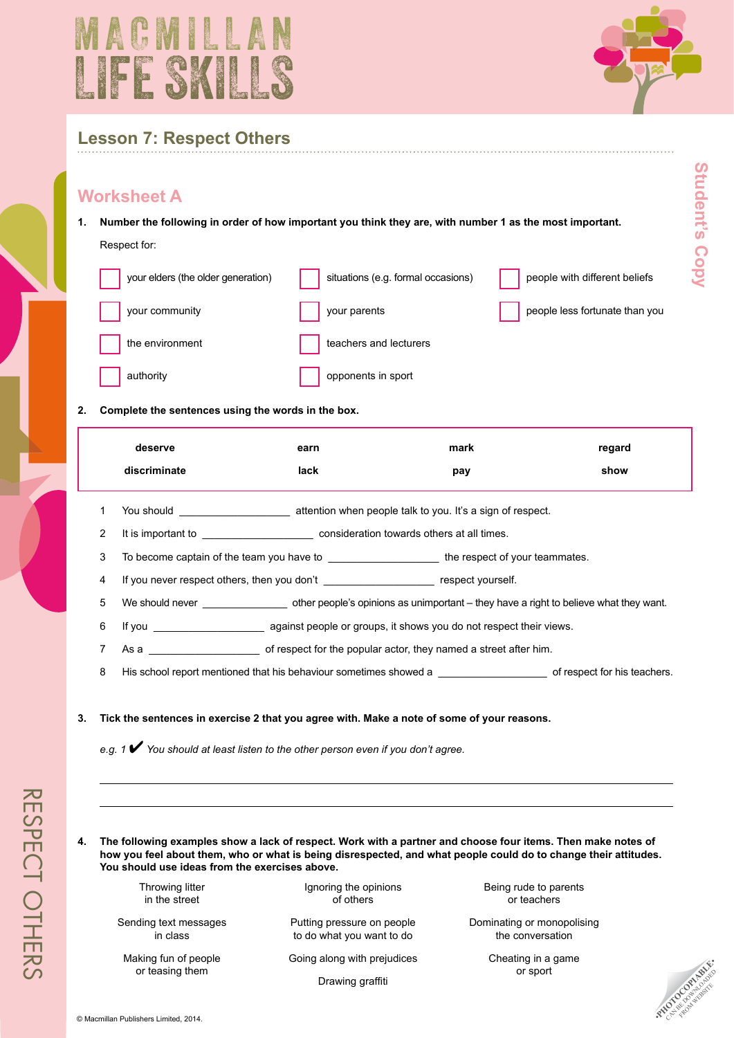# MACMILLAN LIFE SKILLS

## Lesson 7: Respect Others

### Worksheet A

**1. Number the following in order of how important you think they are, with number 1 as the most important.**

Respect for:

- ☐ your elders (the older generation)
- ☐ your community
- ☐ the environment
- ☐ authority
- ☐ situations (e.g. formal occasions)
- ☐ your parents
- ☐ teachers and lecturers
- ☐ opponents in sport
- ☐ people with different beliefs
- ☐ people less fortunate than you

**2. Complete the sentences using the words in the box.**

| | | | |
|---|---|---|---|
| **deserve** | **earn** | **mark** | **regard** |
| **discriminate** | **lack** | **pay** | **show** |

1. You should ________________ attention when people talk to you. It's a sign of respect.
2. It is important to ________________ consideration towards others at all times.
3. To become captain of the team you have to ________________ the respect of your teammates.
4. If you never respect others, then you don't ________________ respect yourself.
5. We should never ________________ other people's opinions as unimportant – they have a right to believe what they want.
6. If you ________________ against people or groups, it shows you do not respect their views.
7. As a ________________ of respect for the popular actor, they named a street after him.
8. His school report mentioned that his behaviour sometimes showed a ________________ of respect for his teachers.

**3. Tick the sentences in exercise 2 that you agree with. Make a note of some of your reasons.**

*e.g. 1* ✔ *You should at least listen to the other person even if you don't agree.*

______________________________________________________________________

______________________________________________________________________

**4. The following examples show a lack of respect. Work with a partner and choose four items. Then make notes of how you feel about them, who or what is being disrespected, and what people could do to change their attitudes. You should use ideas from the exercises above.**

- Throwing litter in the street
- Ignoring the opinions of others
- Being rude to parents or teachers
- Sending text messages in class
- Putting pressure on people to do what you want to do
- Dominating or monopolising the conversation
- Making fun of people or teasing them
- Going along with prejudices
- Cheating in a game or sport
- Drawing graffiti

© Macmillan Publishers Limited, 2014.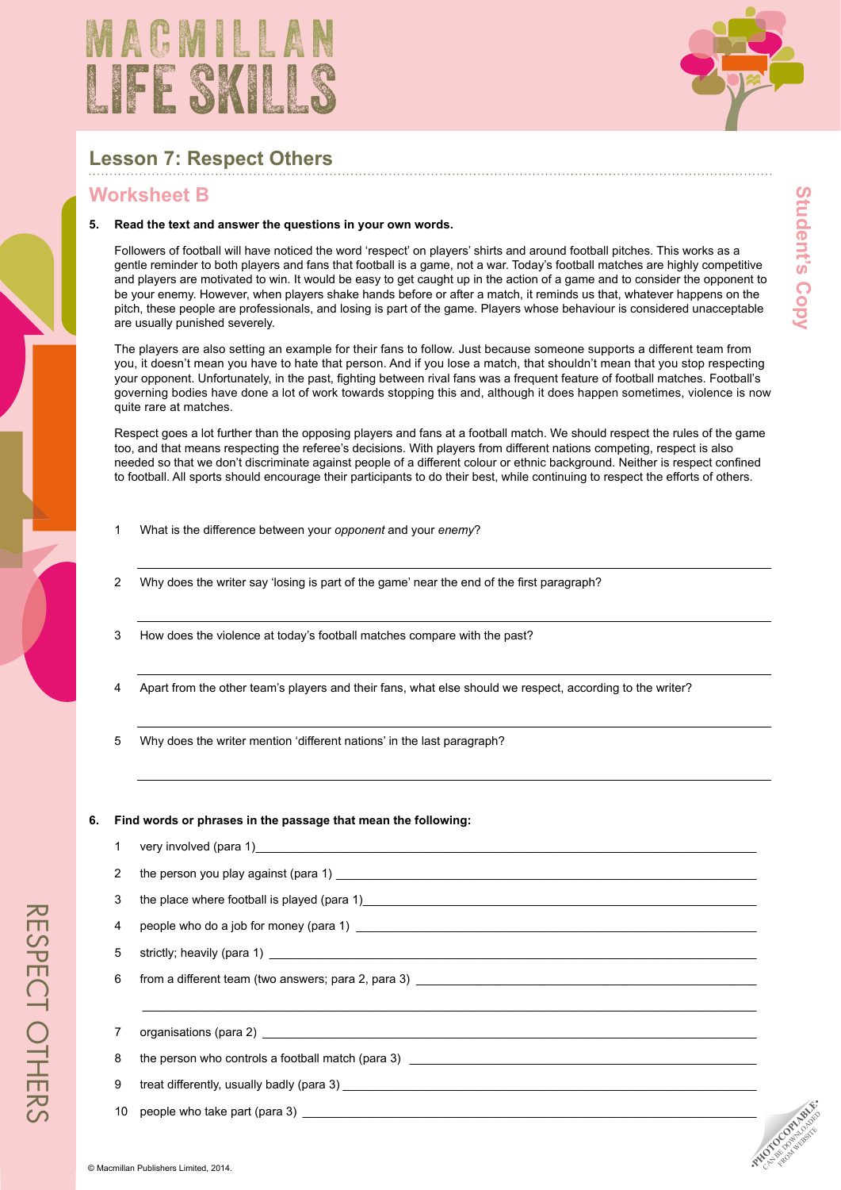## Lesson 7: Respect Others

### Worksheet B

**5. Read the text and answer the questions in your own words.**

Followers of football will have noticed the word 'respect' on players' shirts and around football pitches. This works as a gentle reminder to both players and fans that football is a game, not a war. Today's football matches are highly competitive and players are motivated to win. It would be easy to get caught up in the action of a game and to consider the opponent to be your enemy. However, when players shake hands before or after a match, it reminds us that, whatever happens on the pitch, these people are professionals, and losing is part of the game. Players whose behaviour is considered unacceptable are usually punished severely.

The players are also setting an example for their fans to follow. Just because someone supports a different team from you, it doesn't mean you have to hate that person. And if you lose a match, that shouldn't mean that you stop respecting your opponent. Unfortunately, in the past, fighting between rival fans was a frequent feature of football matches. Football's governing bodies have done a lot of work towards stopping this and, although it does happen sometimes, violence is now quite rare at matches.

Respect goes a lot further than the opposing players and fans at a football match. We should respect the rules of the game too, and that means respecting the referee's decisions. With players from different nations competing, respect is also needed so that we don't discriminate against people of a different colour or ethnic background. Neither is respect confined to football. All sports should encourage their participants to do their best, while continuing to respect the efforts of others.

1. What is the difference between your *opponent* and your *enemy*?

 ______________________________

2. Why does the writer say 'losing is part of the game' near the end of the first paragraph?

 ______________________________

3. How does the violence at today's football matches compare with the past?

 ______________________________

4. Apart from the other team's players and their fans, what else should we respect, according to the writer?

 ______________________________

5. Why does the writer mention 'different nations' in the last paragraph?

 ______________________________

**6. Find words or phrases in the passage that mean the following:**

1. very involved (para 1) ______________________________
2. the person you play against (para 1) ______________________________
3. the place where football is played (para 1) ______________________________
4. people who do a job for money (para 1) ______________________________
5. strictly; heavily (para 1) ______________________________
6. from a different team (two answers; para 2, para 3) ______________________________

 ______________________________
7. organisations (para 2) ______________________________
8. the person who controls a football match (para 3) ______________________________
9. treat differently, usually badly (para 3) ______________________________
10. people who take part (para 3) ______________________________

© Macmillan Publishers Limited, 2014.